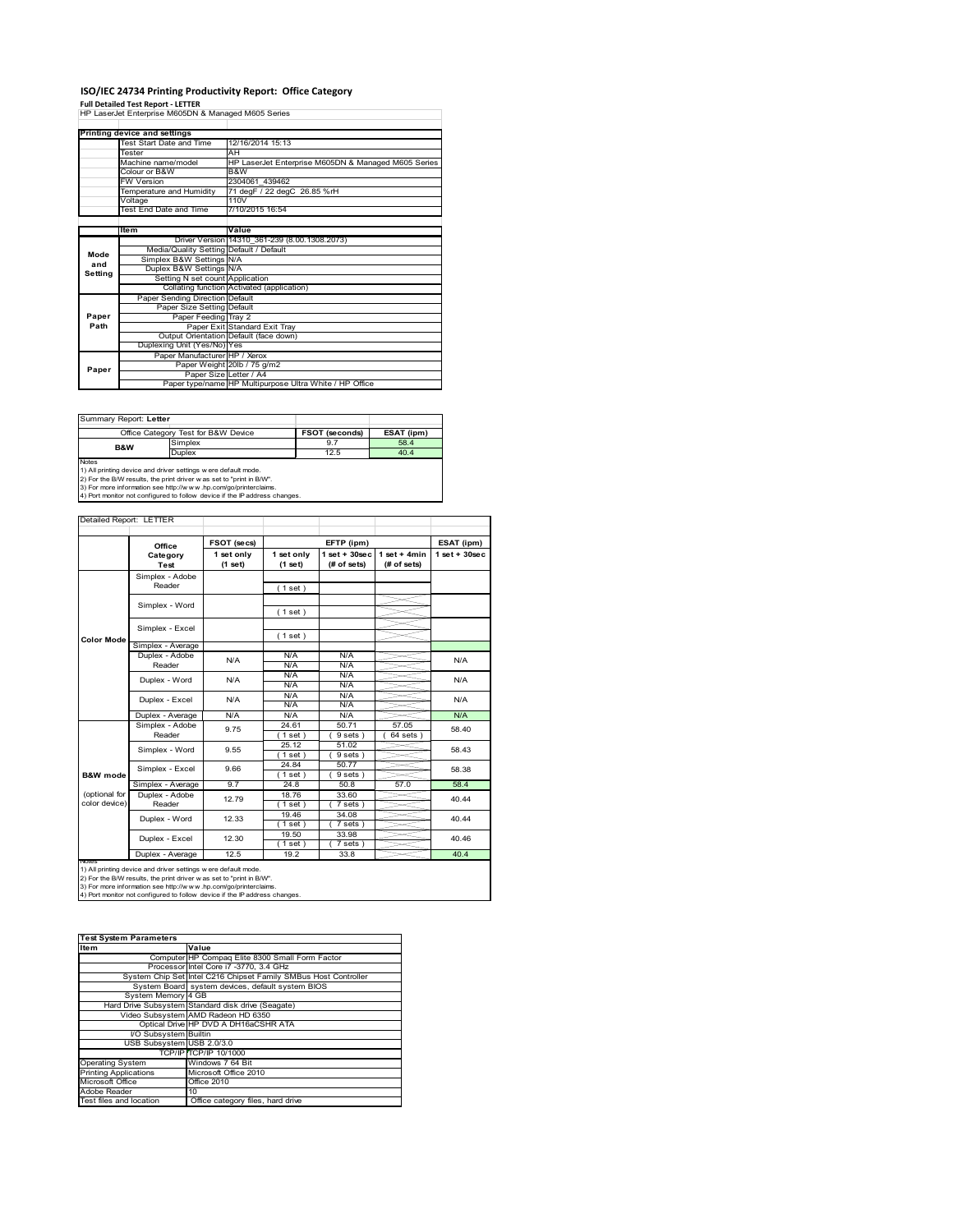# ISO/IEC 24734 Printing Productivity Report: Office Category

**Full Detailed Test Report - LETTER**

HP LaserJet Enterprise M605DN & Managed M605 Series

| Printing device and settings | |
|---|---|
| Test Start Date and Time | 12/16/2014 15:13 |
| Tester | AH |
| Machine name/model | HP LaserJet Enterprise M605DN & Managed M605 Series |
| Colour or B&W | B&W |
| FW Version | 2304061_439462 |
| Temperature and Humidity | 71 degF / 22 degC 26.85 %rH |
| Voltage | 110V |
| Test End Date and Time | 7/10/2015 16:54 |

| | Item | Value |
|---|---|---|
| Mode and Setting | Driver Version | 14310_361-239 (8.00.1308.2073) |
| | Media/Quality Setting | Default / Default |
| | Simplex B&W Settings | N/A |
| | Duplex B&W Settings | N/A |
| | Setting N set count | Application |
| | Collating function | Activated (application) |
| Paper Path | Paper Sending Direction | Default |
| | Paper Size Setting | Default |
| | Paper Feeding | Tray 2 |
| | Paper Exit | Standard Exit Tray |
| | Output Orientation | Default (face down) |
| | Duplexing Unit (Yes/No) | Yes |
| Paper | Paper Manufacturer | HP / Xerox |
| | Paper Weight | 20lb / 75 g/m2 |
| | Paper Size | Letter / A4 |
| | Paper type/name | HP Multipurpose Ultra White / HP Office |

Summary Report: **Letter**

| Office Category Test for B&W Device | | FSOT (seconds) | ESAT (ipm) |
|---|---|---|---|
| B&W | Simplex | 9.7 | 58.4 |
| | Duplex | 12.5 | 40.4 |

Notes
1) All printing device and driver settings were default mode.
2) For the B/W results, the print driver was set to "print in B/W".
3) For more information see http://www.hp.com/go/printerclaims.
4) Port monitor not configured to follow device if the IP address changes.

Detailed Report: LETTER

| | Office Category Test | FSOT (secs) 1 set only (1 set) | EFTP (ipm) 1 set only (1 set) | EFTP (ipm) 1 set + 30sec (# of sets) | EFTP (ipm) 1 set + 4min (# of sets) | ESAT (ipm) 1 set + 30sec |
|---|---|---|---|---|---|---|
| Color Mode | Simplex - Adobe Reader | | (1 set) | | | |
| | Simplex - Word | | (1 set) | | | |
| | Simplex - Excel | | (1 set) | | | |
| | Simplex - Average | | | | | |
| | Duplex - Adobe Reader | N/A | N/A N/A | N/A N/A | | N/A |
| | Duplex - Word | N/A | N/A N/A | N/A N/A | | N/A |
| | Duplex - Excel | N/A | N/A N/A | N/A N/A | | N/A |
| | Duplex - Average | N/A | N/A | N/A | | N/A |
| B&W mode (optional for color device) | Simplex - Adobe Reader | 9.75 | 24.61 (1 set) | 50.71 (9 sets) | 57.05 (64 sets) | 58.40 |
| | Simplex - Word | 9.55 | 25.12 (1 set) | 51.02 (9 sets) | | 58.43 |
| | Simplex - Excel | 9.66 | 24.84 (1 set) | 50.77 (9 sets) | | 58.38 |
| | Simplex - Average | 9.7 | 24.8 | 50.8 | 57.0 | 58.4 |
| | Duplex - Adobe Reader | 12.79 | 18.76 (1 set) | 33.60 (7 sets) | | 40.44 |
| | Duplex - Word | 12.33 | 19.46 (1 set) | 34.08 (7 sets) | | 40.44 |
| | Duplex - Excel | 12.30 | 19.50 (1 set) | 33.98 (7 sets) | | 40.46 |
| | Duplex - Average | 12.5 | 19.2 | 33.8 | | 40.4 |

Notes
1) All printing device and driver settings were default mode.
2) For the B/W results, the print driver was set to "print in B/W".
3) For more information see http://www.hp.com/go/printerclaims.
4) Port monitor not configured to follow device if the IP address changes.

| Test System Parameters | |
|---|---|
| Item | Value |
| Computer | HP Compaq Elite 8300 Small Form Factor |
| Processor | Intel Core i7 -3770, 3.4 GHz |
| System Chip Set | Intel C216 Chipset Family SMBus Host Controller |
| System Board | system devices, default system BIOS |
| System Memory | 4 GB |
| Hard Drive Subsystem | Standard disk drive (Seagate) |
| Video Subsystem | AMD Radeon HD 6350 |
| Optical Drive | HP DVD A DH16aCSHR ATA |
| I/O Subsystem | Builtin |
| USB Subsystem | USB 2.0/3.0 |
| TCP/IP | TCP/IP 10/1000 |
| Operating System | Windows 7 64 Bit |
| Printing Applications | Microsoft Office 2010 |
| Microsoft Office | Office 2010 |
| Adobe Reader | 10 |
| Test files and location | Office category files, hard drive |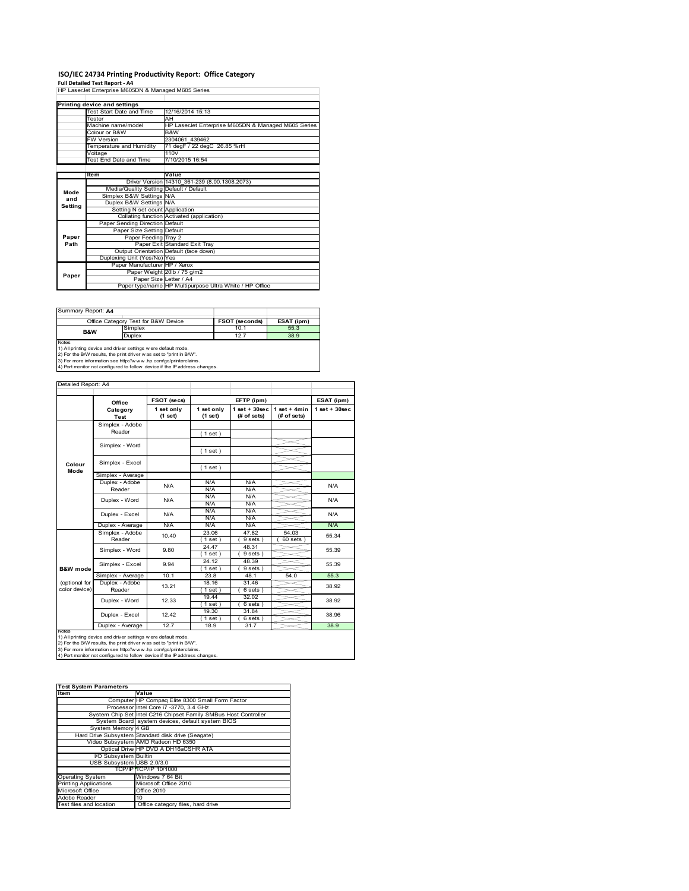# ISO/IEC 24734 Printing Productivity Report: Office Category

**Full Detailed Test Report - A4**

HP LaserJet Enterprise M605DN & Managed M605 Series

| Printing device and settings | |
|---|---|
| Test Start Date and Time | 12/16/2014 15:13 |
| Tester | AH |
| Machine name/model | HP LaserJet Enterprise M605DN & Managed M605 Series |
| Colour or B&W | B&W |
| FW Version | 2304061_439462 |
| Temperature and Humidity | 71 degF / 22 degC 26.85 %rH |
| Voltage | 110V |
| Test End Date and Time | 7/10/2015 16:54 |

| | Item | Value |
|---|---|---|
| Mode and Setting | Driver Version | 14310_361-239 (8.00.1308.2073) |
| | Media/Quality Setting | Default / Default |
| | Simplex B&W Settings | N/A |
| | Duplex B&W Settings | N/A |
| | Setting N set count | Application |
| | Collating function | Activated (application) |
| Paper Path | Paper Sending Direction | Default |
| | Paper Size Setting | Default |
| | Paper Feeding | Tray 2 |
| | Paper Exit | Standard Exit Tray |
| | Output Orientation | Default (face down) |
| | Duplexing Unit (Yes/No) | Yes |
| Paper | Paper Manufacturer | HP / Xerox |
| | Paper Weight | 20lb / 75 g/m2 |
| | Paper Size | Letter / A4 |
| | Paper type/name | HP Multipurpose Ultra White / HP Office |

Summary Report: **A4**

| Office Category Test for B&W Device | | FSOT (seconds) | ESAT (ipm) |
|---|---|---|---|
| B&W | Simplex | 10.1 | 55.3 |
| | Duplex | 12.7 | 38.9 |

Notes
1) All printing device and driver settings were default mode.
2) For the B/W results, the print driver was set to "print in B/W".
3) For more information see http://www.hp.com/go/printerclaims.
4) Port monitor not configured to follow device if the IP address changes.

Detailed Report: A4

| | Office Category Test | FSOT (secs) 1 set only (1 set) | EFTP (ipm) 1 set only (1 set) | EFTP (ipm) 1 set + 30sec (# of sets) | EFTP (ipm) 1 set + 4min (# of sets) | ESAT (ipm) 1 set + 30sec |
|---|---|---|---|---|---|---|
| Colour Mode | Simplex - Adobe Reader | | ( 1 set ) | | | |
| | Simplex - Word | | ( 1 set ) | | | |
| | Simplex - Excel | | ( 1 set ) | | | |
| | Simplex - Average | | | | | |
| | Duplex - Adobe Reader | N/A | N/A N/A | N/A N/A | | N/A |
| | Duplex - Word | N/A | N/A N/A | N/A N/A | | N/A |
| | Duplex - Excel | N/A | N/A N/A | N/A N/A | | N/A |
| | Duplex - Average | N/A | N/A | N/A | | N/A |
| B&W mode (optional for color device) | Simplex - Adobe Reader | 10.40 | 23.06 ( 1 set ) | 47.82 ( 9 sets ) | 54.03 ( 60 sets ) | 55.34 |
| | Simplex - Word | 9.80 | 24.47 ( 1 set ) | 48.31 ( 9 sets ) | | 55.39 |
| | Simplex - Excel | 9.94 | 24.12 ( 1 set ) | 48.39 ( 9 sets ) | | 55.39 |
| | Simplex - Average | 10.1 | 23.8 | 48.1 | 54.0 | 55.3 |
| | Duplex - Adobe Reader | 13.21 | 18.16 ( 1 set ) | 31.46 ( 6 sets ) | | 38.92 |
| | Duplex - Word | 12.33 | 19.44 ( 1 set ) | 32.02 ( 6 sets ) | | 38.92 |
| | Duplex - Excel | 12.42 | 19.30 ( 1 set ) | 31.84 ( 6 sets ) | | 38.96 |
| | Duplex - Average | 12.7 | 18.9 | 31.7 | | 38.9 |

Notes
1) All printing device and driver settings were default mode.
2) For the B/W results, the print driver was set to "print in B/W".
3) For more information see http://www.hp.com/go/printerclaims.
4) Port monitor not configured to follow device if the IP address changes.

| Test System Parameters | |
|---|---|
| **Item** | **Value** |
| Computer | HP Compaq Elite 8300 Small Form Factor |
| Processor | Intel Core i7 -3770, 3.4 GHz |
| System Chip Set | Intel C216 Chipset Family SMBus Host Controller |
| System Board | system devices, default system BIOS |
| System Memory | 4 GB |
| Hard Drive Subsystem | Standard disk drive (Seagate) |
| Video Subsystem | AMD Radeon HD 6350 |
| Optical Drive | HP DVD A DH16aCSHR ATA |
| I/O Subsystem | Builtin |
| USB Subsystem | USB 2.0/3.0 |
| TCP/IP | TCP/IP 10/1000 |
| Operating System | Windows 7 64 Bit |
| Printing Applications | Microsoft Office 2010 |
| Microsoft Office | Office 2010 |
| Adobe Reader | 10 |
| Test files and location | Office category files, hard drive |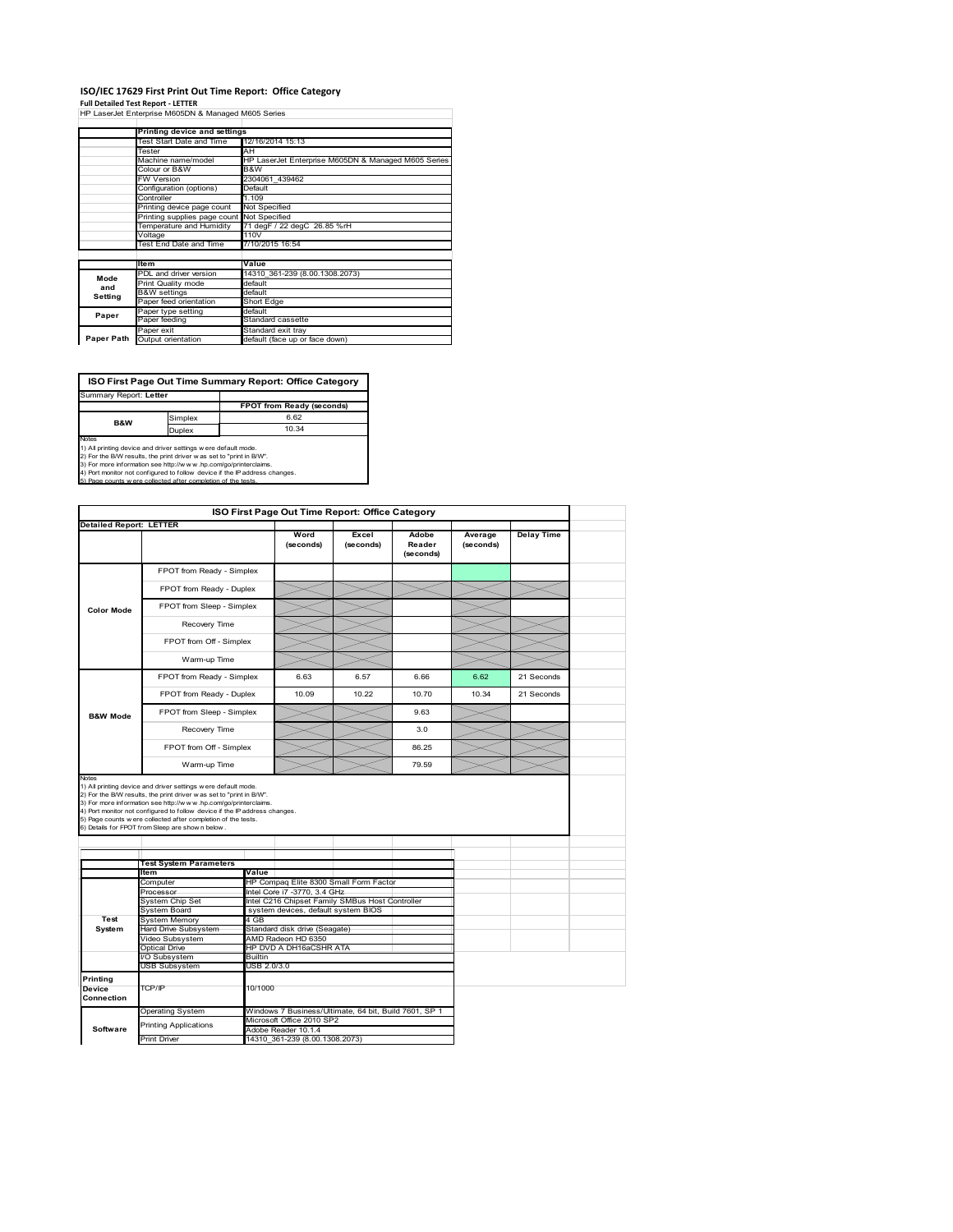# ISO/IEC 17629 First Print Out Time Report: Office Category

**Full Detailed Test Report - LETTER**

HP LaserJet Enterprise M605DN & Managed M605 Series

| | Printing device and settings | |
|---|---|---|
| | Test Start Date and Time | 12/16/2014 15:13 |
| | Tester | AH |
| | Machine name/model | HP LaserJet Enterprise M605DN & Managed M605 Series |
| | Colour or B&W | B&W |
| | FW Version | 2304061_439462 |
| | Configuration (options) | Default |
| | Controller | 1.109 |
| | Printing device page count | Not Specified |
| | Printing supplies page count | Not Specified |
| | Temperature and Humidity | 71 degF / 22 degC 26.85 %rH |
| | Voltage | 110V |
| | Test End Date and Time | 7/10/2015 16:54 |

| | Item | Value |
|---|---|---|
| Mode and Setting | PDL and driver version | 14310_361-239 (8.00.1308.2073) |
| | Print Quality mode | default |
| | B&W settings | default |
| | Paper feed orientation | Short Edge |
| Paper | Paper type setting | default |
| | Paper feeding | Standard cassette |
| Paper Path | Paper exit | Standard exit tray |
| | Output orientation | default (face up or face down) |

## ISO First Page Out Time Summary Report: Office Category

Summary Report: **Letter**

| | | FPOT from Ready (seconds) |
|---|---|---|
| B&W | Simplex | 6.62 |
| | Duplex | 10.34 |

Notes
1) All printing device and driver settings were default mode.
2) For the B/W results, the print driver was set to "print in B/W".
3) For more information see http://www.hp.com/go/printerclaims.
4) Port monitor not configured to follow device if the IP address changes.
5) Page counts were collected after completion of the tests.

## ISO First Page Out Time Report: Office Category

**Detailed Report: LETTER**

| | | Word (seconds) | Excel (seconds) | Adobe Reader (seconds) | Average (seconds) | Delay Time |
|---|---|---|---|---|---|---|
| Color Mode | FPOT from Ready - Simplex | | | | | |
| | FPOT from Ready - Duplex | | | | | |
| | FPOT from Sleep - Simplex | | | | | |
| | Recovery Time | | | | | |
| | FPOT from Off - Simplex | | | | | |
| | Warm-up Time | | | | | |
| B&W Mode | FPOT from Ready - Simplex | 6.63 | 6.57 | 6.66 | 6.62 | 21 Seconds |
| | FPOT from Ready - Duplex | 10.09 | 10.22 | 10.70 | 10.34 | 21 Seconds |
| | FPOT from Sleep - Simplex | | | 9.63 | | |
| | Recovery Time | | | 3.0 | | |
| | FPOT from Off - Simplex | | | 86.25 | | |
| | Warm-up Time | | | 79.59 | | |

Notes
1) All printing device and driver settings were default mode.
2) For the B/W results, the print driver was set to "print in B/W".
3) For more information see http://www.hp.com/go/printerclaims.
4) Port monitor not configured to follow device if the IP address changes.
5) Page counts were collected after completion of the tests.
6) Details for FPOT from Sleep are shown below.

| | Test System Parameters | |
|---|---|---|
| | Item | Value |
| Test System | Computer | HP Compaq Elite 8300 Small Form Factor |
| | Processor | Intel Core i7 -3770, 3.4 GHz |
| | System Chip Set | Intel C216 Chipset Family SMBus Host Controller |
| | System Board | system devices, default system BIOS |
| | System Memory | 4 GB |
| | Hard Drive Subsystem | Standard disk drive (Seagate) |
| | Video Subsystem | AMD Radeon HD 6350 |
| | Optical Drive | HP DVD A DH16aCSHR ATA |
| | I/O Subsystem | Builtin |
| | USB Subsystem | USB 2.0/3.0 |
| Printing Device Connection | TCP/IP | 10/1000 |
| Software | Operating System | Windows 7 Business/Ultimate, 64 bit, Build 7601, SP 1 |
| | Printing Applications | Microsoft Office 2010 SP2<br>Adobe Reader 10.1.4 |
| | Print Driver | 14310_361-239 (8.00.1308.2073) |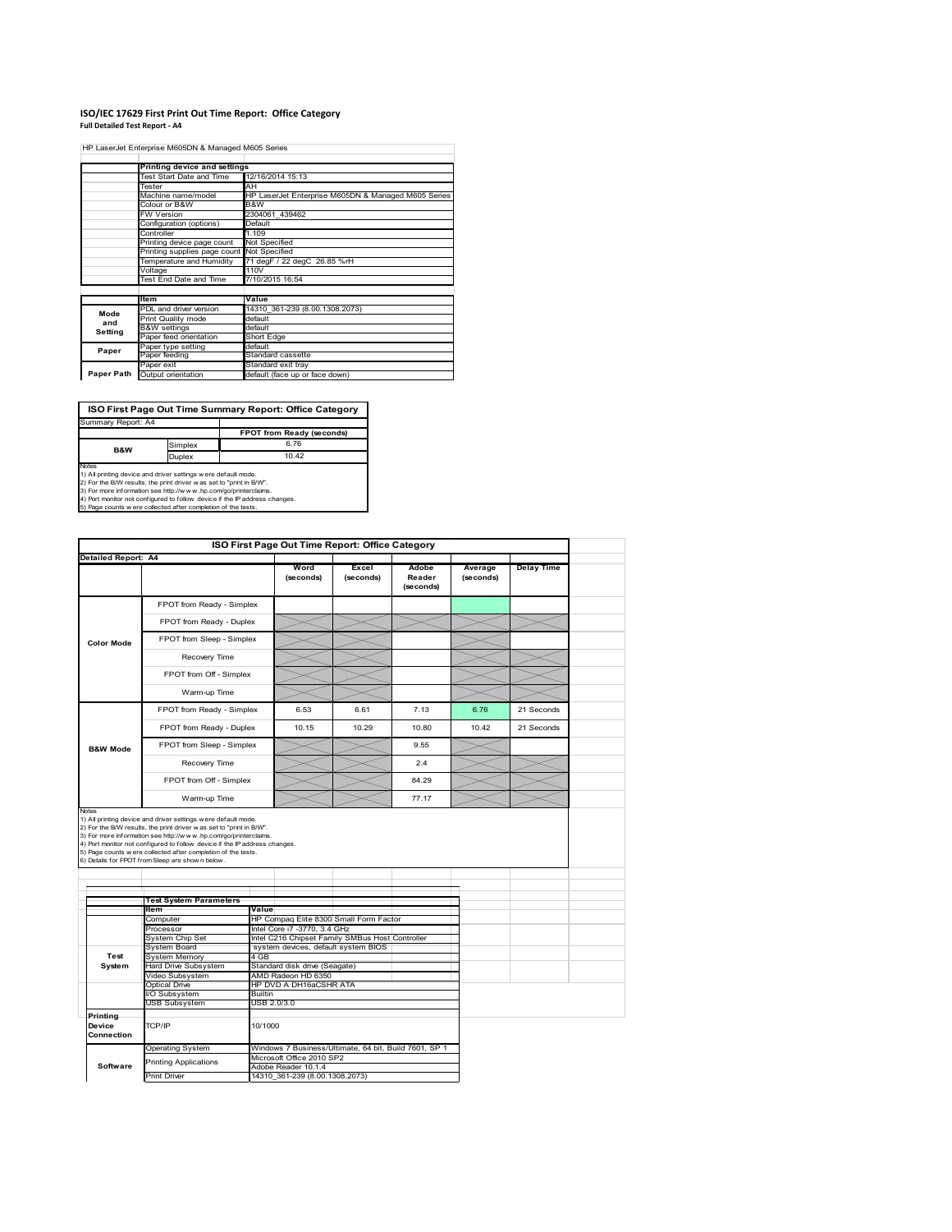# ISO/IEC 17629 First Print Out Time Report: Office Category

**Full Detailed Test Report - A4**

HP LaserJet Enterprise M605DN & Managed M605 Series

| | | |
|---|---|---|
| | **Printing device and settings** | |
| | Test Start Date and Time | 12/16/2014 15:13 |
| | Tester | AH |
| | Machine name/model | HP LaserJet Enterprise M605DN & Managed M605 Series |
| | Colour or B&W | B&W |
| | FW Version | 2304061_439462 |
| | Configuration (options) | Default |
| | Controller | 1.109 |
| | Printing device page count | Not Specified |
| | Printing supplies page count | Not Specified |
| | Temperature and Humidity | 71 degF / 22 degC 26.85 %rH |
| | Voltage | 110V |
| | Test End Date and Time | 7/10/2015 16:54 |

| | Item | Value |
|---|---|---|
| Mode and Setting | PDL and driver version | 14310_361-239 (8.00.1308.2073) |
| | Print Quality mode | default |
| | B&W settings | default |
| | Paper feed orientation | Short Edge |
| Paper | Paper type setting | default |
| | Paper feeding | Standard cassette |
| | Paper exit | Standard exit tray |
| Paper Path | Output orientation | default (face up or face down) |

## ISO First Page Out Time Summary Report: Office Category

Summary Report: A4

| | | FPOT from Ready (seconds) |
|---|---|---|
| B&W | Simplex | 6.76 |
| | Duplex | 10.42 |

Notes
1) All printing device and driver settings were default mode.
2) For the B/W results, the print driver was set to "print in B/W".
3) For more information see http://www.hp.com/go/printerclaims.
4) Port monitor not configured to follow device if the IP address changes.
5) Page counts were collected after completion of the tests.

## ISO First Page Out Time Report: Office Category

Detailed Report: A4

| | | Word (seconds) | Excel (seconds) | Adobe Reader (seconds) | Average (seconds) | Delay Time |
|---|---|---|---|---|---|---|
| Color Mode | FPOT from Ready - Simplex | | | | | |
| | FPOT from Ready - Duplex | | | | | |
| | FPOT from Sleep - Simplex | | | | | |
| | Recovery Time | | | | | |
| | FPOT from Off - Simplex | | | | | |
| | Warm-up Time | | | | | |
| B&W Mode | FPOT from Ready - Simplex | 6.53 | 6.61 | 7.13 | 6.76 | 21 Seconds |
| | FPOT from Ready - Duplex | 10.15 | 10.29 | 10.80 | 10.42 | 21 Seconds |
| | FPOT from Sleep - Simplex | | | 9.55 | | |
| | Recovery Time | | | 2.4 | | |
| | FPOT from Off - Simplex | | | 84.29 | | |
| | Warm-up Time | | | 77.17 | | |

Notes
1) All printing device and driver settings were default mode.
2) For the B/W results, the print driver was set to "print in B/W".
3) For more information see http://www.hp.com/go/printerclaims.
4) Port monitor not configured to follow device if the IP address changes.
5) Page counts were collected after completion of the tests.
6) Details for FPOT from Sleep are shown below.

| | **Test System Parameters** | |
|---|---|---|
| | Item | Value |
| Test System | Computer | HP Compaq Elite 8300 Small Form Factor |
| | Processor | Intel Core i7 -3770, 3.4 GHz |
| | System Chip Set | Intel C216 Chipset Family SMBus Host Controller |
| | System Board | system devices, default system BIOS |
| | System Memory | 4 GB |
| | Hard Drive Subsystem | Standard disk drive (Seagate) |
| | Video Subsystem | AMD Radeon HD 6350 |
| | Optical Drive | HP DVD A DH16aCSHR ATA |
| | I/O Subsystem | Builtin |
| | USB Subsystem | USB 2.0/3.0 |
| Printing Device Connection | TCP/IP | 10/1000 |
| Software | Operating System | Windows 7 Business/Ultimate, 64 bit, Build 7601, SP 1 |
| | Printing Applications | Microsoft Office 2010 SP2<br>Adobe Reader 10.1.4 |
| | Print Driver | 14310_361-239 (8.00.1308.2073) |